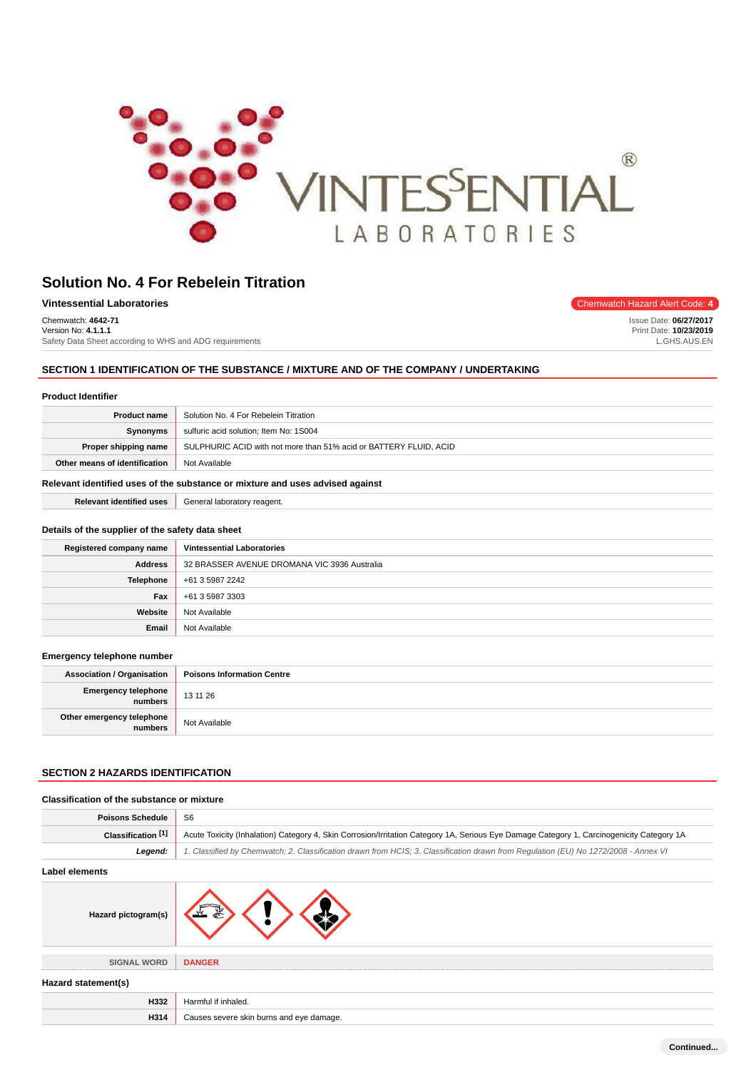# Solution No. 4 For Rebelein Titration

**Vintessential Laboratories**

Chemwatch Hazard Alert Code: **4**

Chemwatch: **4642-71**
Version No: **4.1.1.1**
Safety Data Sheet according to WHS and ADG requirements

Issue Date: **06/27/2017**
Print Date: **10/23/2019**
L.GHS.AUS.EN

## SECTION 1 IDENTIFICATION OF THE SUBSTANCE / MIXTURE AND OF THE COMPANY / UNDERTAKING

### Product Identifier

| | |
|---|---|
| **Product name** | Solution No. 4 For Rebelein Titration |
| **Synonyms** | sulfuric acid solution; Item No: 1S004 |
| **Proper shipping name** | SULPHURIC ACID with not more than 51% acid or BATTERY FLUID, ACID |
| **Other means of identification** | Not Available |

### Relevant identified uses of the substance or mixture and uses advised against

| | |
|---|---|
| **Relevant identified uses** | General laboratory reagent. |

### Details of the supplier of the safety data sheet

| | |
|---|---|
| **Registered company name** | **Vintessential Laboratories** |
| **Address** | 32 BRASSER AVENUE DROMANA VIC 3936 Australia |
| **Telephone** | +61 3 5987 2242 |
| **Fax** | +61 3 5987 3303 |
| **Website** | Not Available |
| **Email** | Not Available |

### Emergency telephone number

| | |
|---|---|
| **Association / Organisation** | **Poisons Information Centre** |
| **Emergency telephone numbers** | 13 11 26 |
| **Other emergency telephone numbers** | Not Available |

## SECTION 2 HAZARDS IDENTIFICATION

### Classification of the substance or mixture

| | |
|---|---|
| **Poisons Schedule** | S6 |
| **Classification [1]** | Acute Toxicity (Inhalation) Category 4, Skin Corrosion/Irritation Category 1A, Serious Eye Damage Category 1, Carcinogenicity Category 1A |
| ***Legend:*** | *1. Classified by Chemwatch; 2. Classification drawn from HCIS; 3. Classification drawn from Regulation (EU) No 1272/2008 - Annex VI* |

### Label elements

| | |
|---|---|
| **Hazard pictogram(s)** | |
| SIGNAL WORD | **DANGER** |

### Hazard statement(s)

| | |
|---|---|
| **H332** | Harmful if inhaled. |
| **H314** | Causes severe skin burns and eye damage. |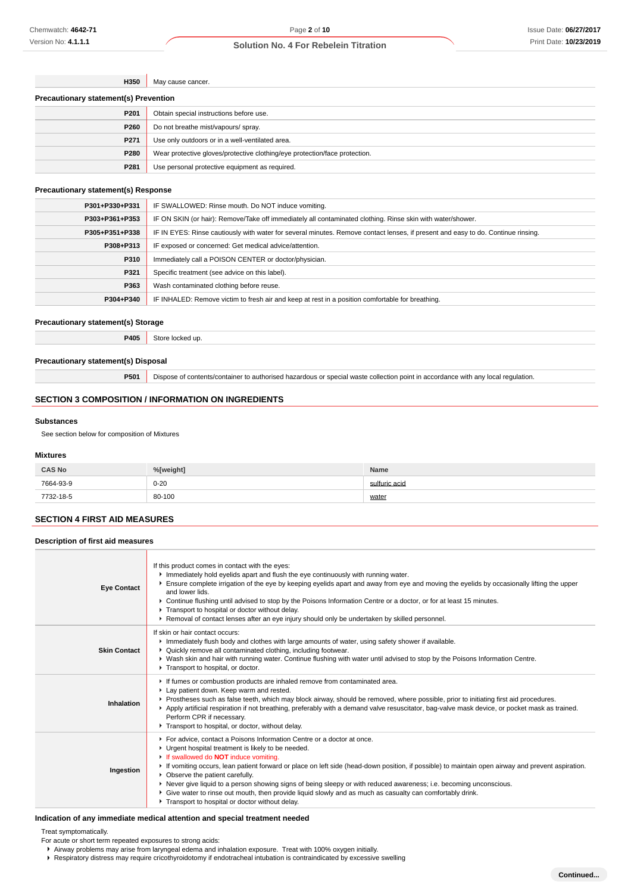| | |
|---|---|
| **H350** | May cause cancer. |

### Precautionary statement(s) Prevention

| | |
|---|---|
| **P201** | Obtain special instructions before use. |
| **P260** | Do not breathe mist/vapours/ spray. |
| **P271** | Use only outdoors or in a well-ventilated area. |
| **P280** | Wear protective gloves/protective clothing/eye protection/face protection. |
| **P281** | Use personal protective equipment as required. |

### Precautionary statement(s) Response

| | |
|---|---|
| **P301+P330+P331** | IF SWALLOWED: Rinse mouth. Do NOT induce vomiting. |
| **P303+P361+P353** | IF ON SKIN (or hair): Remove/Take off immediately all contaminated clothing. Rinse skin with water/shower. |
| **P305+P351+P338** | IF IN EYES: Rinse cautiously with water for several minutes. Remove contact lenses, if present and easy to do. Continue rinsing. |
| **P308+P313** | IF exposed or concerned: Get medical advice/attention. |
| **P310** | Immediately call a POISON CENTER or doctor/physician. |
| **P321** | Specific treatment (see advice on this label). |
| **P363** | Wash contaminated clothing before reuse. |
| **P304+P340** | IF INHALED: Remove victim to fresh air and keep at rest in a position comfortable for breathing. |

### Precautionary statement(s) Storage

| | |
|---|---|
| **P405** | Store locked up. |

### Precautionary statement(s) Disposal

| | |
|---|---|
| **P501** | Dispose of contents/container to authorised hazardous or special waste collection point in accordance with any local regulation. |

## SECTION 3 COMPOSITION / INFORMATION ON INGREDIENTS

### Substances

See section below for composition of Mixtures

### Mixtures

| CAS No | %[weight] | Name |
|---|---|---|
| 7664-93-9 | 0-20 | sulfuric acid |
| 7732-18-5 | 80-100 | water |

## SECTION 4 FIRST AID MEASURES

### Description of first aid measures

| | |
|---|---|
| **Eye Contact** | If this product comes in contact with the eyes:<br>▸ Immediately hold eyelids apart and flush the eye continuously with running water.<br>▸ Ensure complete irrigation of the eye by keeping eyelids apart and away from eye and moving the eyelids by occasionally lifting the upper and lower lids.<br>▸ Continue flushing until advised to stop by the Poisons Information Centre or a doctor, or for at least 15 minutes.<br>▸ Transport to hospital or doctor without delay.<br>▸ Removal of contact lenses after an eye injury should only be undertaken by skilled personnel. |
| **Skin Contact** | If skin or hair contact occurs:<br>▸ Immediately flush body and clothes with large amounts of water, using safety shower if available.<br>▸ Quickly remove all contaminated clothing, including footwear.<br>▸ Wash skin and hair with running water. Continue flushing with water until advised to stop by the Poisons Information Centre.<br>▸ Transport to hospital, or doctor. |
| **Inhalation** | ▸ If fumes or combustion products are inhaled remove from contaminated area.<br>▸ Lay patient down. Keep warm and rested.<br>▸ Prostheses such as false teeth, which may block airway, should be removed, where possible, prior to initiating first aid procedures.<br>▸ Apply artificial respiration if not breathing, preferably with a demand valve resuscitator, bag-valve mask device, or pocket mask as trained. Perform CPR if necessary.<br>▸ Transport to hospital, or doctor, without delay. |
| **Ingestion** | ▸ For advice, contact a Poisons Information Centre or a doctor at once.<br>▸ Urgent hospital treatment is likely to be needed.<br>▸ If swallowed do **NOT** induce vomiting.<br>▸ If vomiting occurs, lean patient forward or place on left side (head-down position, if possible) to maintain open airway and prevent aspiration.<br>▸ Observe the patient carefully.<br>▸ Never give liquid to a person showing signs of being sleepy or with reduced awareness; i.e. becoming unconscious.<br>▸ Give water to rinse out mouth, then provide liquid slowly and as much as casualty can comfortably drink.<br>▸ Transport to hospital or doctor without delay. |

### Indication of any immediate medical attention and special treatment needed

Treat symptomatically.

For acute or short term repeated exposures to strong acids:

- Airway problems may arise from laryngeal edema and inhalation exposure. Treat with 100% oxygen initially.
- Respiratory distress may require cricothyroidotomy if endotracheal intubation is contraindicated by excessive swelling

**Continued...**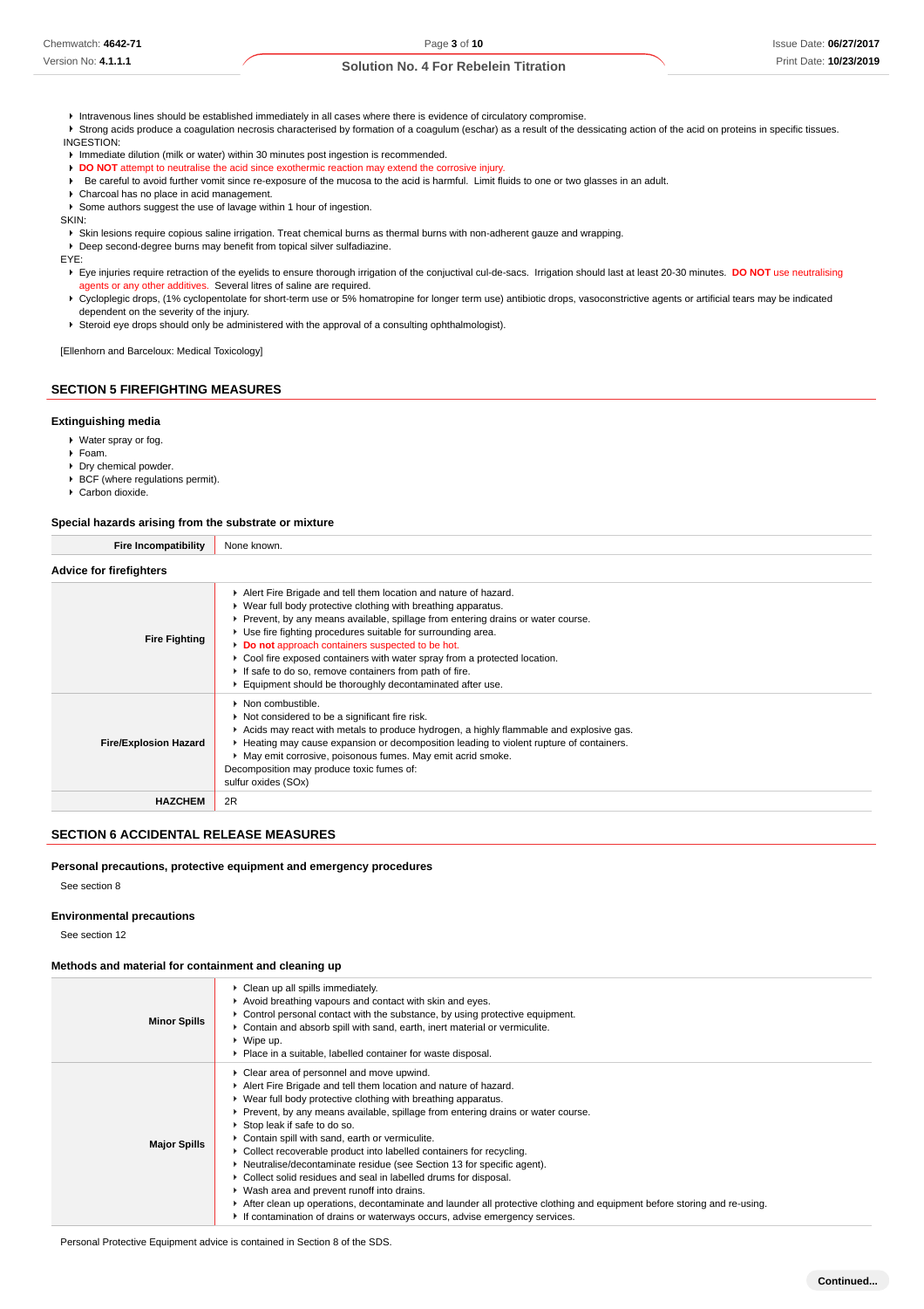- Intravenous lines should be established immediately in all cases where there is evidence of circulatory compromise.
- Strong acids produce a coagulation necrosis characterised by formation of a coagulum (eschar) as a result of the dessicating action of the acid on proteins in specific tissues.

INGESTION:

- Immediate dilution (milk or water) within 30 minutes post ingestion is recommended.
- **DO NOT** attempt to neutralise the acid since exothermic reaction may extend the corrosive injury.
- Be careful to avoid further vomit since re-exposure of the mucosa to the acid is harmful. Limit fluids to one or two glasses in an adult.
- Charcoal has no place in acid management.
- Some authors suggest the use of lavage within 1 hour of ingestion.

SKIN:

- Skin lesions require copious saline irrigation. Treat chemical burns as thermal burns with non-adherent gauze and wrapping.
- Deep second-degree burns may benefit from topical silver sulfadiazine.

EYE:

- Eye injuries require retraction of the eyelids to ensure thorough irrigation of the conjuctival cul-de-sacs. Irrigation should last at least 20-30 minutes. **DO NOT** use neutralising agents or any other additives. Several litres of saline are required.
- Cycloplegic drops, (1% cyclopentolate for short-term use or 5% homatropine for longer term use) antibiotic drops, vasoconstrictive agents or artificial tears may be indicated dependent on the severity of the injury.
- Steroid eye drops should only be administered with the approval of a consulting ophthalmologist).

[Ellenhorn and Barceloux: Medical Toxicology]

## SECTION 5 FIREFIGHTING MEASURES

### Extinguishing media

- Water spray or fog.
- Foam.
- Dry chemical powder.
- BCF (where regulations permit).
- Carbon dioxide.

### Special hazards arising from the substrate or mixture

| | |
|---|---|
| **Fire Incompatibility** | None known. |

### Advice for firefighters

| | |
|---|---|
| **Fire Fighting** | - Alert Fire Brigade and tell them location and nature of hazard.<br>- Wear full body protective clothing with breathing apparatus.<br>- Prevent, by any means available, spillage from entering drains or water course.<br>- Use fire fighting procedures suitable for surrounding area.<br>- **Do not** approach containers suspected to be hot.<br>- Cool fire exposed containers with water spray from a protected location.<br>- If safe to do so, remove containers from path of fire.<br>- Equipment should be thoroughly decontaminated after use. |
| **Fire/Explosion Hazard** | - Non combustible.<br>- Not considered to be a significant fire risk.<br>- Acids may react with metals to produce hydrogen, a highly flammable and explosive gas.<br>- Heating may cause expansion or decomposition leading to violent rupture of containers.<br>- May emit corrosive, poisonous fumes. May emit acrid smoke.<br>Decomposition may produce toxic fumes of:<br>sulfur oxides (SOx) |
| **HAZCHEM** | 2R |

## SECTION 6 ACCIDENTAL RELEASE MEASURES

### Personal precautions, protective equipment and emergency procedures

See section 8

### Environmental precautions

See section 12

### Methods and material for containment and cleaning up

| | |
|---|---|
| **Minor Spills** | - Clean up all spills immediately.<br>- Avoid breathing vapours and contact with skin and eyes.<br>- Control personal contact with the substance, by using protective equipment.<br>- Contain and absorb spill with sand, earth, inert material or vermiculite.<br>- Wipe up.<br>- Place in a suitable, labelled container for waste disposal. |
| **Major Spills** | - Clear area of personnel and move upwind.<br>- Alert Fire Brigade and tell them location and nature of hazard.<br>- Wear full body protective clothing with breathing apparatus.<br>- Prevent, by any means available, spillage from entering drains or water course.<br>- Stop leak if safe to do so.<br>- Contain spill with sand, earth or vermiculite.<br>- Collect recoverable product into labelled containers for recycling.<br>- Neutralise/decontaminate residue (see Section 13 for specific agent).<br>- Collect solid residues and seal in labelled drums for disposal.<br>- Wash area and prevent runoff into drains.<br>- After clean up operations, decontaminate and launder all protective clothing and equipment before storing and re-using.<br>- If contamination of drains or waterways occurs, advise emergency services. |

Personal Protective Equipment advice is contained in Section 8 of the SDS.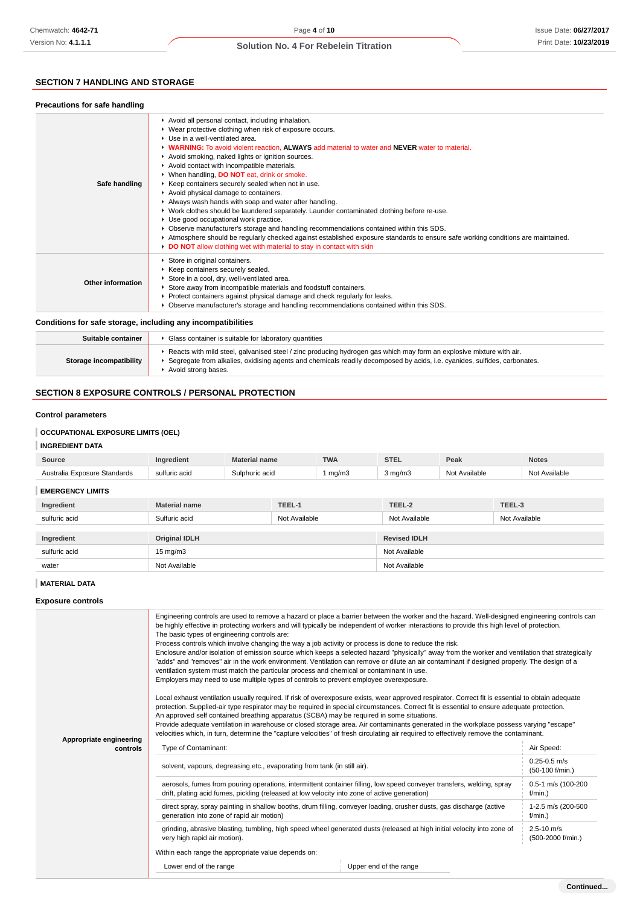## SECTION 7 HANDLING AND STORAGE

### Precautions for safe handling

| | |
|---|---|
| **Safe handling** | ▶ Avoid all personal contact, including inhalation.<br>▶ Wear protective clothing when risk of exposure occurs.<br>▶ Use in a well-ventilated area.<br>▶ **WARNING:** To avoid violent reaction, **ALWAYS** add material to water and **NEVER** water to material.<br>▶ Avoid smoking, naked lights or ignition sources.<br>▶ Avoid contact with incompatible materials.<br>▶ When handling, **DO NOT** eat, drink or smoke.<br>▶ Keep containers securely sealed when not in use.<br>▶ Avoid physical damage to containers.<br>▶ Always wash hands with soap and water after handling.<br>▶ Work clothes should be laundered separately. Launder contaminated clothing before re-use.<br>▶ Use good occupational work practice.<br>▶ Observe manufacturer's storage and handling recommendations contained within this SDS.<br>▶ Atmosphere should be regularly checked against established exposure standards to ensure safe working conditions are maintained.<br>▶ **DO NOT** allow clothing wet with material to stay in contact with skin |
| **Other information** | ▶ Store in original containers.<br>▶ Keep containers securely sealed.<br>▶ Store in a cool, dry, well-ventilated area.<br>▶ Store away from incompatible materials and foodstuff containers.<br>▶ Protect containers against physical damage and check regularly for leaks.<br>▶ Observe manufacturer's storage and handling recommendations contained within this SDS. |

### Conditions for safe storage, including any incompatibilities

| | |
|---|---|
| **Suitable container** | ▶ Glass container is suitable for laboratory quantities |
| **Storage incompatibility** | ▶ Reacts with mild steel, galvanised steel / zinc producing hydrogen gas which may form an explosive mixture with air.<br>▶ Segregate from alkalies, oxidising agents and chemicals readily decomposed by acids, i.e. cyanides, sulfides, carbonates.<br>▶ Avoid strong bases. |

## SECTION 8 EXPOSURE CONTROLS / PERSONAL PROTECTION

### Control parameters

**OCCUPATIONAL EXPOSURE LIMITS (OEL)**

**INGREDIENT DATA**

| Source | Ingredient | Material name | TWA | STEL | Peak | Notes |
|---|---|---|---|---|---|---|
| Australia Exposure Standards | sulfuric acid | Sulphuric acid | 1 mg/m3 | 3 mg/m3 | Not Available | Not Available |

**EMERGENCY LIMITS**

| Ingredient | Material name | TEEL-1 | TEEL-2 | TEEL-3 |
|---|---|---|---|---|
| sulfuric acid | Sulfuric acid | Not Available | Not Available | Not Available |

| Ingredient | Original IDLH | Revised IDLH |
|---|---|---|
| sulfuric acid | 15 mg/m3 | Not Available |
| water | Not Available | Not Available |

**MATERIAL DATA**

### Exposure controls

**Appropriate engineering controls**

Engineering controls are used to remove a hazard or place a barrier between the worker and the hazard. Well-designed engineering controls can be highly effective in protecting workers and will typically be independent of worker interactions to provide this high level of protection.
The basic types of engineering controls are:
Process controls which involve changing the way a job activity or process is done to reduce the risk.
Enclosure and/or isolation of emission source which keeps a selected hazard "physically" away from the worker and ventilation that strategically "adds" and "removes" air in the work environment. Ventilation can remove or dilute an air contaminant if designed properly. The design of a ventilation system must match the particular process and chemical or contaminant in use.
Employers may need to use multiple types of controls to prevent employee overexposure.

Local exhaust ventilation usually required. If risk of overexposure exists, wear approved respirator. Correct fit is essential to obtain adequate protection. Supplied-air type respirator may be required in special circumstances. Correct fit is essential to ensure adequate protection.
An approved self contained breathing apparatus (SCBA) may be required in some situations.
Provide adequate ventilation in warehouse or closed storage area. Air contaminants generated in the workplace possess varying "escape" velocities which, in turn, determine the "capture velocities" of fresh circulating air required to effectively remove the contaminant.

| Type of Contaminant: | Air Speed: |
|---|---|
| solvent, vapours, degreasing etc., evaporating from tank (in still air). | 0.25-0.5 m/s (50-100 f/min.) |
| aerosols, fumes from pouring operations, intermittent container filling, low speed conveyer transfers, welding, spray drift, plating acid fumes, pickling (released at low velocity into zone of active generation) | 0.5-1 m/s (100-200 f/min.) |
| direct spray, spray painting in shallow booths, drum filling, conveyer loading, crusher dusts, gas discharge (active generation into zone of rapid air motion) | 1-2.5 m/s (200-500 f/min.) |
| grinding, abrasive blasting, tumbling, high speed wheel generated dusts (released at high initial velocity into zone of very high rapid air motion). | 2.5-10 m/s (500-2000 f/min.) |

Within each range the appropriate value depends on:

| Lower end of the range | Upper end of the range |
|---|---|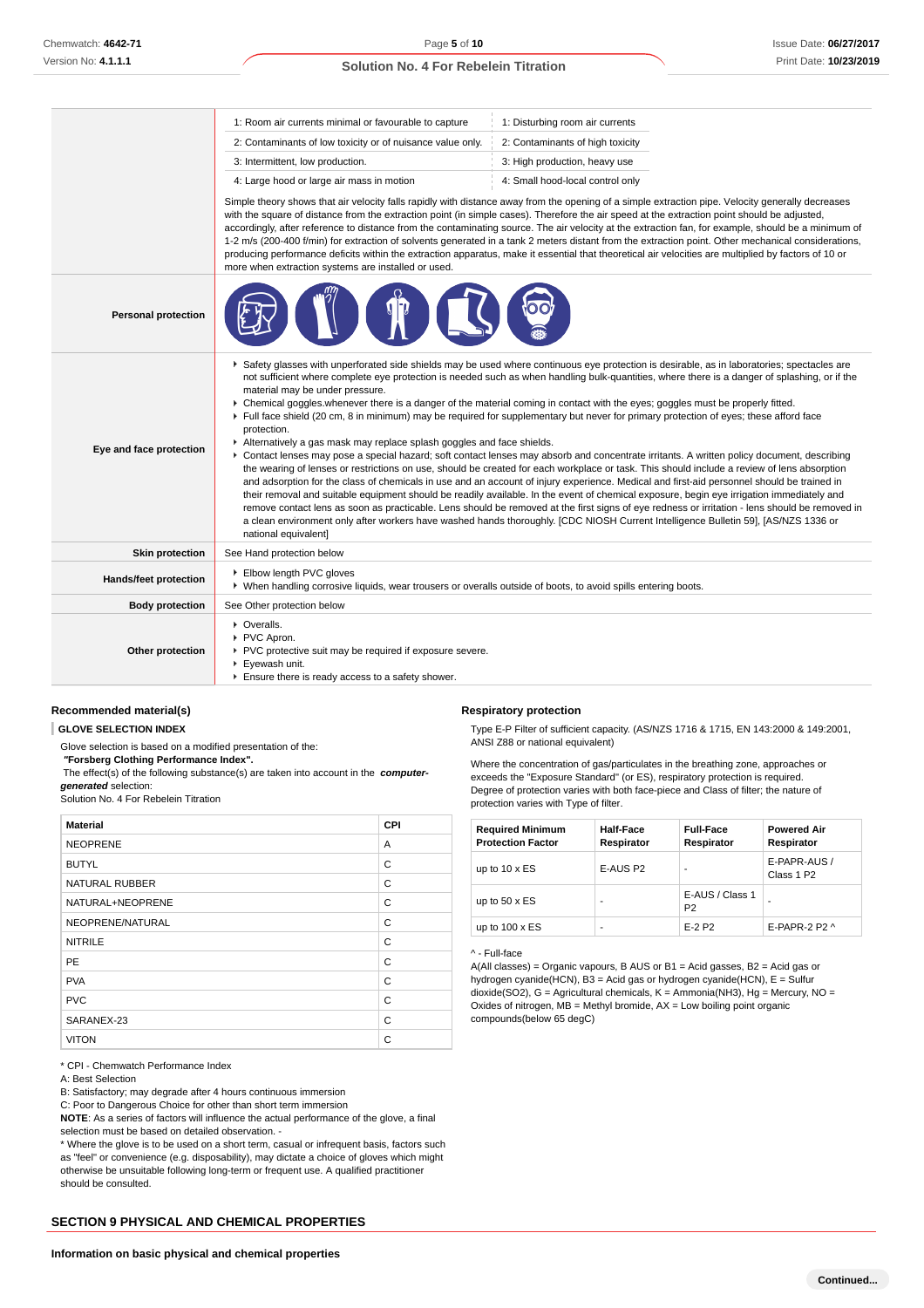| | | |
|---|---|---|
| | 1: Room air currents minimal or favourable to capture | 1: Disturbing room air currents |
| | 2: Contaminants of low toxicity or of nuisance value only. | 2: Contaminants of high toxicity |
| | 3: Intermittent, low production. | 3: High production, heavy use |
| | 4: Large hood or large air mass in motion | 4: Small hood-local control only |

Simple theory shows that air velocity falls rapidly with distance away from the opening of a simple extraction pipe. Velocity generally decreases with the square of distance from the extraction point (in simple cases). Therefore the air speed at the extraction point should be adjusted, accordingly, after reference to distance from the contaminating source. The air velocity at the extraction fan, for example, should be a minimum of 1-2 m/s (200-400 f/min) for extraction of solvents generated in a tank 2 meters distant from the extraction point. Other mechanical considerations, producing performance deficits within the extraction apparatus, make it essential that theoretical air velocities are multiplied by factors of 10 or more when extraction systems are installed or used.

| | |
|---|---|
| **Personal protection** | |
| **Eye and face protection** | ▸ Safety glasses with unperforated side shields may be used where continuous eye protection is desirable, as in laboratories; spectacles are not sufficient where complete eye protection is needed such as when handling bulk-quantities, where there is a danger of splashing, or if the material may be under pressure.<br>▸ Chemical goggles.whenever there is a danger of the material coming in contact with the eyes; goggles must be properly fitted.<br>▸ Full face shield (20 cm, 8 in minimum) may be required for supplementary but never for primary protection of eyes; these afford face protection.<br>▸ Alternatively a gas mask may replace splash goggles and face shields.<br>▸ Contact lenses may pose a special hazard; soft contact lenses may absorb and concentrate irritants. A written policy document, describing the wearing of lenses or restrictions on use, should be created for each workplace or task. This should include a review of lens absorption and adsorption for the class of chemicals in use and an account of injury experience. Medical and first-aid personnel should be trained in their removal and suitable equipment should be readily available. In the event of chemical exposure, begin eye irrigation immediately and remove contact lens as soon as practicable. Lens should be removed at the first signs of eye redness or irritation - lens should be removed in a clean environment only after workers have washed hands thoroughly. [CDC NIOSH Current Intelligence Bulletin 59], [AS/NZS 1336 or national equivalent] |
| **Skin protection** | See Hand protection below |
| **Hands/feet protection** | ▸ Elbow length PVC gloves<br>▸ When handling corrosive liquids, wear trousers or overalls outside of boots, to avoid spills entering boots. |
| **Body protection** | See Other protection below |
| **Other protection** | ▸ Overalls.<br>▸ PVC Apron.<br>▸ PVC protective suit may be required if exposure severe.<br>▸ Eyewash unit.<br>▸ Ensure there is ready access to a safety shower. |

### Recommended material(s)

**GLOVE SELECTION INDEX**

Glove selection is based on a modified presentation of the:
***"Forsberg Clothing Performance Index".***
The effect(s) of the following substance(s) are taken into account in the ***computer-generated*** selection:
Solution No. 4 For Rebelein Titration

| Material | CPI |
|---|---|
| NEOPRENE | A |
| BUTYL | C |
| NATURAL RUBBER | C |
| NATURAL+NEOPRENE | C |
| NEOPRENE/NATURAL | C |
| NITRILE | C |
| PE | C |
| PVA | C |
| PVC | C |
| SARANEX-23 | C |
| VITON | C |

* CPI - Chemwatch Performance Index
A: Best Selection
B: Satisfactory; may degrade after 4 hours continuous immersion
C: Poor to Dangerous Choice for other than short term immersion
**NOTE**: As a series of factors will influence the actual performance of the glove, a final selection must be based on detailed observation. -
* Where the glove is to be used on a short term, casual or infrequent basis, factors such as "feel" or convenience (e.g. disposability), may dictate a choice of gloves which might otherwise be unsuitable following long-term or frequent use. A qualified practitioner should be consulted.

### Respiratory protection

Type E-P Filter of sufficient capacity. (AS/NZS 1716 & 1715, EN 143:2000 & 149:2001, ANSI Z88 or national equivalent)

Where the concentration of gas/particulates in the breathing zone, approaches or exceeds the "Exposure Standard" (or ES), respiratory protection is required.
Degree of protection varies with both face-piece and Class of filter; the nature of protection varies with Type of filter.

| Required Minimum Protection Factor | Half-Face Respirator | Full-Face Respirator | Powered Air Respirator |
|---|---|---|---|
| up to 10 x ES | E-AUS P2 | - | E-PAPR-AUS / Class 1 P2 |
| up to 50 x ES | - | E-AUS / Class 1 P2 | - |
| up to 100 x ES | - | E-2 P2 | E-PAPR-2 P2 ^ |

^ - Full-face
A(All classes) = Organic vapours, B AUS or B1 = Acid gasses, B2 = Acid gas or hydrogen cyanide(HCN), B3 = Acid gas or hydrogen cyanide(HCN), E = Sulfur dioxide(SO2), G = Agricultural chemicals, K = Ammonia(NH3), Hg = Mercury, NO = Oxides of nitrogen, MB = Methyl bromide, AX = Low boiling point organic compounds(below 65 degC)

## SECTION 9 PHYSICAL AND CHEMICAL PROPERTIES

### Information on basic physical and chemical properties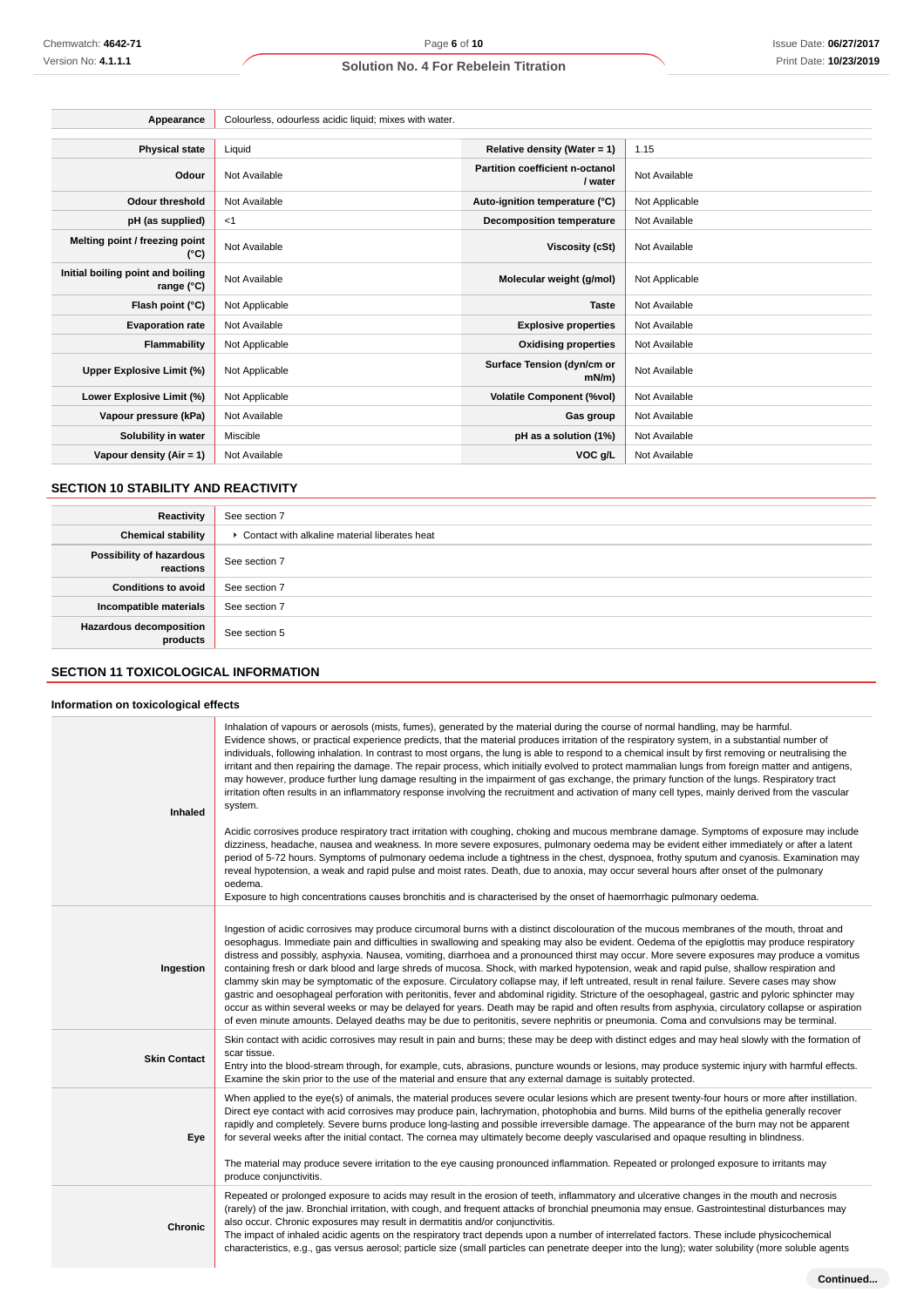| Appearance | Colourless, odourless acidic liquid; mixes with water. | | |
|---|---|---|---|
| **Physical state** | Liquid | **Relative density (Water = 1)** | 1.15 |
| **Odour** | Not Available | **Partition coefficient n-octanol / water** | Not Available |
| **Odour threshold** | Not Available | **Auto-ignition temperature (°C)** | Not Applicable |
| **pH (as supplied)** | <1 | **Decomposition temperature** | Not Available |
| **Melting point / freezing point (°C)** | Not Available | **Viscosity (cSt)** | Not Available |
| **Initial boiling point and boiling range (°C)** | Not Available | **Molecular weight (g/mol)** | Not Applicable |
| **Flash point (°C)** | Not Applicable | **Taste** | Not Available |
| **Evaporation rate** | Not Available | **Explosive properties** | Not Available |
| **Flammability** | Not Applicable | **Oxidising properties** | Not Available |
| **Upper Explosive Limit (%)** | Not Applicable | **Surface Tension (dyn/cm or mN/m)** | Not Available |
| **Lower Explosive Limit (%)** | Not Applicable | **Volatile Component (%vol)** | Not Available |
| **Vapour pressure (kPa)** | Not Available | **Gas group** | Not Available |
| **Solubility in water** | Miscible | **pH as a solution (1%)** | Not Available |
| **Vapour density (Air = 1)** | Not Available | **VOC g/L** | Not Available |

## SECTION 10 STABILITY AND REACTIVITY

| Reactivity | See section 7 |
|---|---|
| **Chemical stability** | ▸ Contact with alkaline material liberates heat |
| **Possibility of hazardous reactions** | See section 7 |
| **Conditions to avoid** | See section 7 |
| **Incompatible materials** | See section 7 |
| **Hazardous decomposition products** | See section 5 |

## SECTION 11 TOXICOLOGICAL INFORMATION

### Information on toxicological effects

| | |
|---|---|
| **Inhaled** | Inhalation of vapours or aerosols (mists, fumes), generated by the material during the course of normal handling, may be harmful.<br>Evidence shows, or practical experience predicts, that the material produces irritation of the respiratory system, in a substantial number of individuals, following inhalation. In contrast to most organs, the lung is able to respond to a chemical insult by first removing or neutralising the irritant and then repairing the damage. The repair process, which initially evolved to protect mammalian lungs from foreign matter and antigens, may however, produce further lung damage resulting in the impairment of gas exchange, the primary function of the lungs. Respiratory tract irritation often results in an inflammatory response involving the recruitment and activation of many cell types, mainly derived from the vascular system.<br><br>Acidic corrosives produce respiratory tract irritation with coughing, choking and mucous membrane damage. Symptoms of exposure may include dizziness, headache, nausea and weakness. In more severe exposures, pulmonary oedema may be evident either immediately or after a latent period of 5-72 hours. Symptoms of pulmonary oedema include a tightness in the chest, dyspnoea, frothy sputum and cyanosis. Examination may reveal hypotension, a weak and rapid pulse and moist rates. Death, due to anoxia, may occur several hours after onset of the pulmonary oedema.<br>Exposure to high concentrations causes bronchitis and is characterised by the onset of haemorrhagic pulmonary oedema. |
| **Ingestion** | Ingestion of acidic corrosives may produce circumoral burns with a distinct discolouration of the mucous membranes of the mouth, throat and oesophagus. Immediate pain and difficulties in swallowing and speaking may also be evident. Oedema of the epiglottis may produce respiratory distress and possibly, asphyxia. Nausea, vomiting, diarrhoea and a pronounced thirst may occur. More severe exposures may produce a vomitus containing fresh or dark blood and large shreds of mucosa. Shock, with marked hypotension, weak and rapid pulse, shallow respiration and clammy skin may be symptomatic of the exposure. Circulatory collapse may, if left untreated, result in renal failure. Severe cases may show gastric and oesophageal perforation with peritonitis, fever and abdominal rigidity. Stricture of the oesophageal, gastric and pyloric sphincter may occur as within several weeks or may be delayed for years. Death may be rapid and often results from asphyxia, circulatory collapse or aspiration of even minute amounts. Delayed deaths may be due to peritonitis, severe nephritis or pneumonia. Coma and convulsions may be terminal. |
| **Skin Contact** | Skin contact with acidic corrosives may result in pain and burns; these may be deep with distinct edges and may heal slowly with the formation of scar tissue.<br>Entry into the blood-stream through, for example, cuts, abrasions, puncture wounds or lesions, may produce systemic injury with harmful effects. Examine the skin prior to the use of the material and ensure that any external damage is suitably protected. |
| **Eye** | When applied to the eye(s) of animals, the material produces severe ocular lesions which are present twenty-four hours or more after instillation.<br>Direct eye contact with acid corrosives may produce pain, lachrymation, photophobia and burns. Mild burns of the epithelia generally recover rapidly and completely. Severe burns produce long-lasting and possible irreversible damage. The appearance of the burn may not be apparent for several weeks after the initial contact. The cornea may ultimately become deeply vascularised and opaque resulting in blindness.<br><br>The material may produce severe irritation to the eye causing pronounced inflammation. Repeated or prolonged exposure to irritants may produce conjunctivitis. |
| **Chronic** | Repeated or prolonged exposure to acids may result in the erosion of teeth, inflammatory and ulcerative changes in the mouth and necrosis (rarely) of the jaw. Bronchial irritation, with cough, and frequent attacks of bronchial pneumonia may ensue. Gastrointestinal disturbances may also occur. Chronic exposures may result in dermatitis and/or conjunctivitis.<br>The impact of inhaled acidic agents on the respiratory tract depends upon a number of interrelated factors. These include physicochemical characteristics, e.g., gas versus aerosol; particle size (small particles can penetrate deeper into the lung); water solubility (more soluble agents |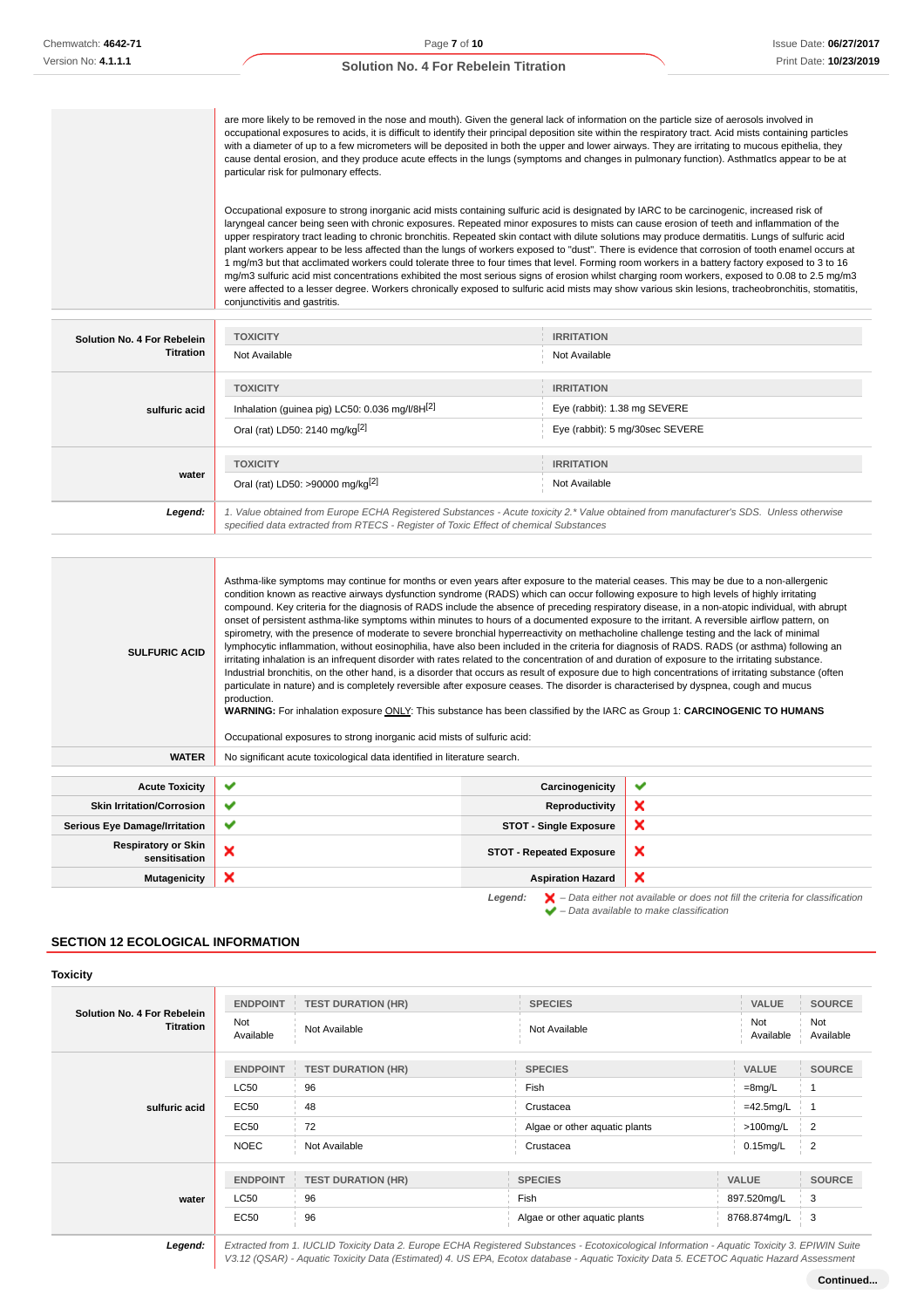| | |
|---|---|
| | are more likely to be removed in the nose and mouth). Given the general lack of information on the particle size of aerosols involved in occupational exposures to acids, it is difficult to identify their principal deposition site within the respiratory tract. Acid mists containing particles with a diameter of up to a few micrometers will be deposited in both the upper and lower airways. They are irritating to mucous epithelia, they cause dental erosion, and they produce acute effects in the lungs (symptoms and changes in pulmonary function). Asthmatics appear to be at particular risk for pulmonary effects.<br><br>Occupational exposure to strong inorganic acid mists containing sulfuric acid is designated by IARC to be carcinogenic, increased risk of laryngeal cancer being seen with chronic exposures. Repeated minor exposures to mists can cause erosion of teeth and inflammation of the upper respiratory tract leading to chronic bronchitis. Repeated skin contact with dilute solutions may produce dermatitis. Lungs of sulfuric acid plant workers appear to be less affected than the lungs of workers exposed to "dust". There is evidence that corrosion of tooth enamel occurs at 1 mg/m3 but that acclimated workers could tolerate three to four times that level. Forming room workers in a battery factory exposed to 3 to 16 mg/m3 sulfuric acid mist concentrations exhibited the most serious signs of erosion whilst charging room workers, exposed to 0.08 to 2.5 mg/m3 were affected to a lesser degree. Workers chronically exposed to sulfuric acid mists may show various skin lesions, tracheobronchitis, stomatitis, conjunctivitis and gastritis. |

| | TOXICITY | IRRITATION |
|---|---|---|
| **Solution No. 4 For Rebelein Titration** | Not Available | Not Available |

| | TOXICITY | IRRITATION |
|---|---|---|
| **sulfuric acid** | Inhalation (guinea pig) LC50: 0.036 mg/l/8H[2] | Eye (rabbit): 1.38 mg SEVERE |
| | Oral (rat) LD50: 2140 mg/kg[2] | Eye (rabbit): 5 mg/30sec SEVERE |

| | TOXICITY | IRRITATION |
|---|---|---|
| **water** | Oral (rat) LD50: >90000 mg/kg[2] | Not Available |

***Legend:*** *1. Value obtained from Europe ECHA Registered Substances - Acute toxicity 2.\* Value obtained from manufacturer's SDS. Unless otherwise specified data extracted from RTECS - Register of Toxic Effect of chemical Substances*

| | |
|---|---|
| **SULFURIC ACID** | Asthma-like symptoms may continue for months or even years after exposure to the material ceases. This may be due to a non-allergenic condition known as reactive airways dysfunction syndrome (RADS) which can occur following exposure to high levels of highly irritating compound. Key criteria for the diagnosis of RADS include the absence of preceding respiratory disease, in a non-atopic individual, with abrupt onset of persistent asthma-like symptoms within minutes to hours of a documented exposure to the irritant. A reversible airflow pattern, on spirometry, with the presence of moderate to severe bronchial hyperreactivity on methacholine challenge testing and the lack of minimal lymphocytic inflammation, without eosinophilia, have also been included in the criteria for diagnosis of RADS. RADS (or asthma) following an irritating inhalation is an infrequent disorder with rates related to the concentration of and duration of exposure to the irritating substance. Industrial bronchitis, on the other hand, is a disorder that occurs as result of exposure due to high concentrations of irritating substance (often particulate in nature) and is completely reversible after exposure ceases. The disorder is characterised by dyspnea, cough and mucus production.<br>**WARNING:** For inhalation exposure ONLY: This substance has been classified by the IARC as Group 1: **CARCINOGENIC TO HUMANS**<br><br>Occupational exposures to strong inorganic acid mists of sulfuric acid: |
| **WATER** | No significant acute toxicological data identified in literature search. |

| | | | |
|---|---|---|---|
| **Acute Toxicity** | ✔ | **Carcinogenicity** | ✔ |
| **Skin Irritation/Corrosion** | ✔ | **Reproductivity** | ✘ |
| **Serious Eye Damage/Irritation** | ✔ | **STOT - Single Exposure** | ✘ |
| **Respiratory or Skin sensitisation** | ✘ | **STOT - Repeated Exposure** | ✘ |
| **Mutagenicity** | ✘ | **Aspiration Hazard** | ✘ |

***Legend:*** ✘ *– Data either not available or does not fill the criteria for classification*
✔ *– Data available to make classification*

## SECTION 12 ECOLOGICAL INFORMATION

### Toxicity

| | ENDPOINT | TEST DURATION (HR) | SPECIES | VALUE | SOURCE |
|---|---|---|---|---|---|
| **Solution No. 4 For Rebelein Titration** | Not Available | Not Available | Not Available | Not Available | Not Available |

| | ENDPOINT | TEST DURATION (HR) | SPECIES | VALUE | SOURCE |
|---|---|---|---|---|---|
| **sulfuric acid** | LC50 | 96 | Fish | =8mg/L | 1 |
| | EC50 | 48 | Crustacea | =42.5mg/L | 1 |
| | EC50 | 72 | Algae or other aquatic plants | >100mg/L | 2 |
| | NOEC | Not Available | Crustacea | 0.15mg/L | 2 |

| | ENDPOINT | TEST DURATION (HR) | SPECIES | VALUE | SOURCE |
|---|---|---|---|---|---|
| **water** | LC50 | 96 | Fish | 897.520mg/L | 3 |
| | EC50 | 96 | Algae or other aquatic plants | 8768.874mg/L | 3 |

***Legend:*** *Extracted from 1. IUCLID Toxicity Data 2. Europe ECHA Registered Substances - Ecotoxicological Information - Aquatic Toxicity 3. EPIWIN Suite V3.12 (QSAR) - Aquatic Toxicity Data (Estimated) 4. US EPA, Ecotox database - Aquatic Toxicity Data 5. ECETOC Aquatic Hazard Assessment*

**Continued...**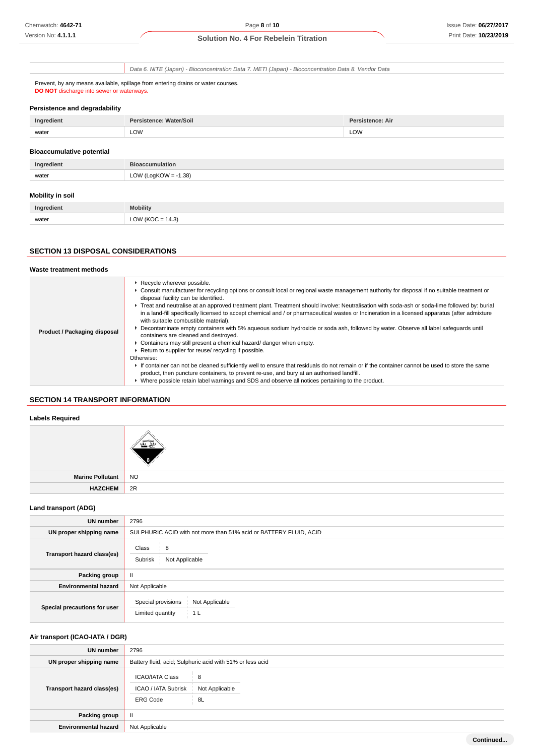| | Data 6. NITE (Japan) - Bioconcentration Data 7. METI (Japan) - Bioconcentration Data 8. Vendor Data |
|---|---|

Prevent, by any means available, spillage from entering drains or water courses.
**DO NOT** discharge into sewer or waterways.

### Persistence and degradability

| Ingredient | Persistence: Water/Soil | Persistence: Air |
|---|---|---|
| water | LOW | LOW |

### Bioaccumulative potential

| Ingredient | Bioaccumulation |
|---|---|
| water | LOW (LogKOW = -1.38) |

### Mobility in soil

| Ingredient | Mobility |
|---|---|
| water | LOW (KOC = 14.3) |

## SECTION 13 DISPOSAL CONSIDERATIONS

### Waste treatment methods

| | |
|---|---|
| **Product / Packaging disposal** | ▸ Recycle wherever possible.<br>▸ Consult manufacturer for recycling options or consult local or regional waste management authority for disposal if no suitable treatment or disposal facility can be identified.<br>▸ Treat and neutralise at an approved treatment plant. Treatment should involve: Neutralisation with soda-ash or soda-lime followed by: burial in a land-fill specifically licensed to accept chemical and / or pharmaceutical wastes or Incineration in a licensed apparatus (after admixture with suitable combustible material).<br>▸ Decontaminate empty containers with 5% aqueous sodium hydroxide or soda ash, followed by water. Observe all label safeguards until containers are cleaned and destroyed.<br>▸ Containers may still present a chemical hazard/ danger when empty.<br>▸ Return to supplier for reuse/ recycling if possible.<br>Otherwise:<br>▸ If container can not be cleaned sufficiently well to ensure that residuals do not remain or if the container cannot be used to store the same product, then puncture containers, to prevent re-use, and bury at an authorised landfill.<br>▸ Where possible retain label warnings and SDS and observe all notices pertaining to the product. |

## SECTION 14 TRANSPORT INFORMATION

### Labels Required

| | |
|---|---|
| | 8 |
| **Marine Pollutant** | NO |
| **HAZCHEM** | 2R |

### Land transport (ADG)

| | |
|---|---|
| **UN number** | 2796 |
| **UN proper shipping name** | SULPHURIC ACID with not more than 51% acid or BATTERY FLUID, ACID |
| **Transport hazard class(es)** | Class: 8<br>Subrisk: Not Applicable |
| **Packing group** | II |
| **Environmental hazard** | Not Applicable |
| **Special precautions for user** | Special provisions: Not Applicable<br>Limited quantity: 1 L |

### Air transport (ICAO-IATA / DGR)

| | |
|---|---|
| **UN number** | 2796 |
| **UN proper shipping name** | Battery fluid, acid; Sulphuric acid with 51% or less acid |
| **Transport hazard class(es)** | ICAO/IATA Class: 8<br>ICAO / IATA Subrisk: Not Applicable<br>ERG Code: 8L |
| **Packing group** | II |
| **Environmental hazard** | Not Applicable |

Continued...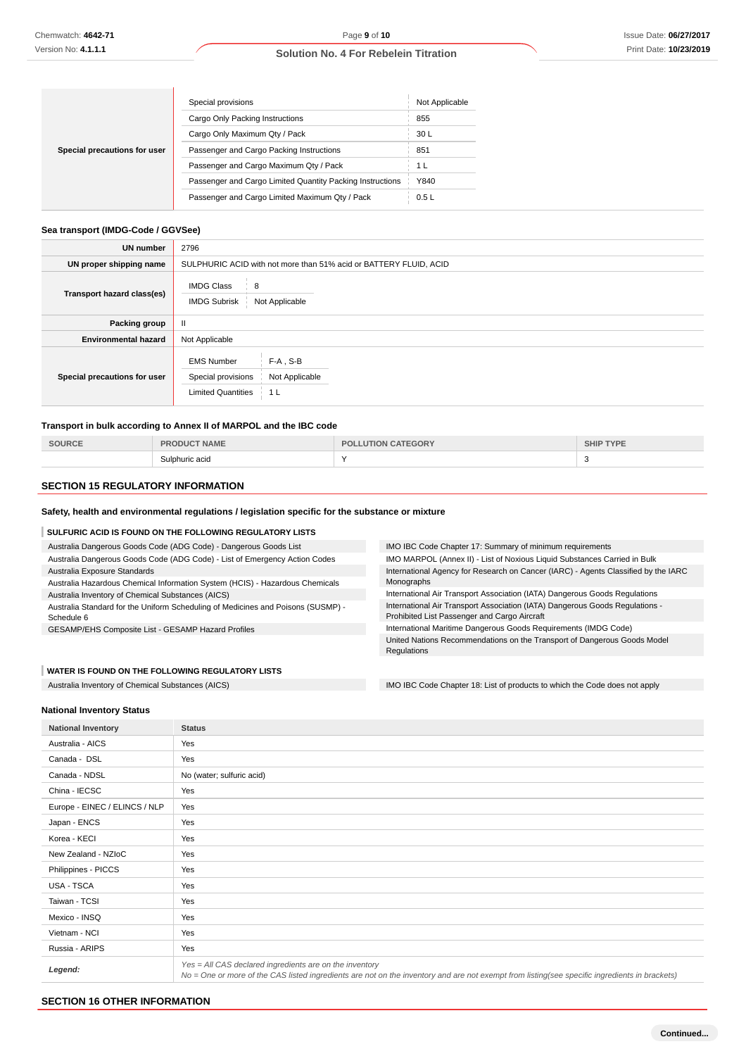| | | |
|---|---|---|
| **Special precautions for user** | Special provisions | Not Applicable |
| | Cargo Only Packing Instructions | 855 |
| | Cargo Only Maximum Qty / Pack | 30 L |
| | Passenger and Cargo Packing Instructions | 851 |
| | Passenger and Cargo Maximum Qty / Pack | 1 L |
| | Passenger and Cargo Limited Quantity Packing Instructions | Y840 |
| | Passenger and Cargo Limited Maximum Qty / Pack | 0.5 L |

### Sea transport (IMDG-Code / GGVSee)

| | |
|---|---|
| **UN number** | 2796 |
| **UN proper shipping name** | SULPHURIC ACID with not more than 51% acid or BATTERY FLUID, ACID |
| **Transport hazard class(es)** | IMDG Class: 8<br>IMDG Subrisk: Not Applicable |
| **Packing group** | II |
| **Environmental hazard** | Not Applicable |
| **Special precautions for user** | EMS Number: F-A , S-B<br>Special provisions: Not Applicable<br>Limited Quantities: 1 L |

### Transport in bulk according to Annex II of MARPOL and the IBC code

| SOURCE | PRODUCT NAME | POLLUTION CATEGORY | SHIP TYPE |
|---|---|---|---|
| | Sulphuric acid | Y | 3 |

## SECTION 15 REGULATORY INFORMATION

### Safety, health and environmental regulations / legislation specific for the substance or mixture

#### SULFURIC ACID IS FOUND ON THE FOLLOWING REGULATORY LISTS

- Australia Dangerous Goods Code (ADG Code) - Dangerous Goods List
- Australia Dangerous Goods Code (ADG Code) - List of Emergency Action Codes
- Australia Exposure Standards
- Australia Hazardous Chemical Information System (HCIS) - Hazardous Chemicals
- Australia Inventory of Chemical Substances (AICS)
- Australia Standard for the Uniform Scheduling of Medicines and Poisons (SUSMP) - Schedule 6
- GESAMP/EHS Composite List - GESAMP Hazard Profiles
- IMO IBC Code Chapter 17: Summary of minimum requirements
- IMO MARPOL (Annex II) - List of Noxious Liquid Substances Carried in Bulk
- International Agency for Research on Cancer (IARC) - Agents Classified by the IARC Monographs
- International Air Transport Association (IATA) Dangerous Goods Regulations
- International Air Transport Association (IATA) Dangerous Goods Regulations - Prohibited List Passenger and Cargo Aircraft
- International Maritime Dangerous Goods Requirements (IMDG Code)
- United Nations Recommendations on the Transport of Dangerous Goods Model Regulations

#### WATER IS FOUND ON THE FOLLOWING REGULATORY LISTS

- Australia Inventory of Chemical Substances (AICS)
- IMO IBC Code Chapter 18: List of products to which the Code does not apply

### National Inventory Status

| National Inventory | Status |
|---|---|
| Australia - AICS | Yes |
| Canada - DSL | Yes |
| Canada - NDSL | No (water; sulfuric acid) |
| China - IECSC | Yes |
| Europe - EINEC / ELINCS / NLP | Yes |
| Japan - ENCS | Yes |
| Korea - KECI | Yes |
| New Zealand - NZIoC | Yes |
| Philippines - PICCS | Yes |
| USA - TSCA | Yes |
| Taiwan - TCSI | Yes |
| Mexico - INSQ | Yes |
| Vietnam - NCI | Yes |
| Russia - ARIPS | Yes |
| ***Legend:*** | *Yes = All CAS declared ingredients are on the inventory*<br>*No = One or more of the CAS listed ingredients are not on the inventory and are not exempt from listing(see specific ingredients in brackets)* |

## SECTION 16 OTHER INFORMATION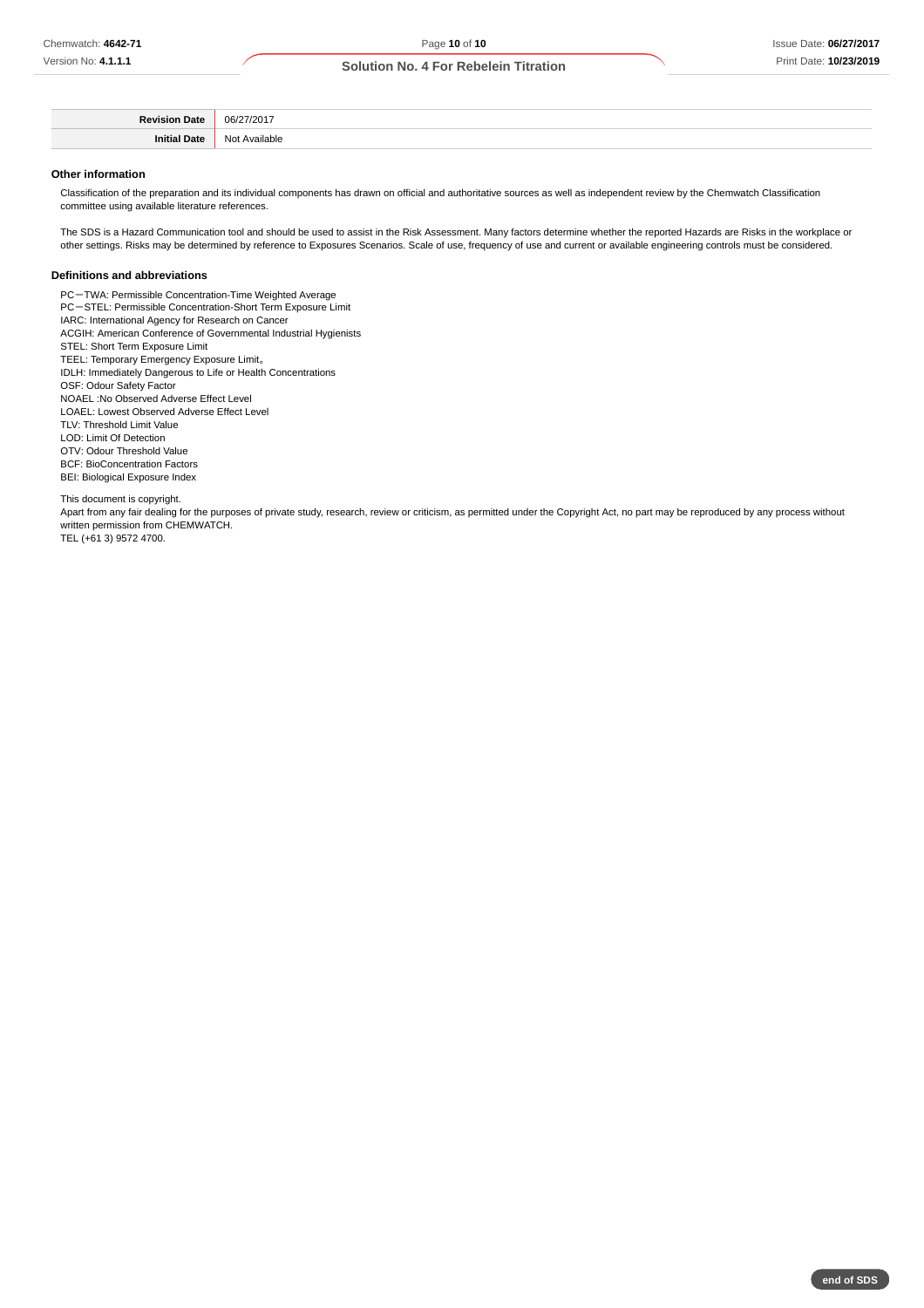| | |
|---|---|
| **Revision Date** | 06/27/2017 |
| **Initial Date** | Not Available |

### Other information

Classification of the preparation and its individual components has drawn on official and authoritative sources as well as independent review by the Chemwatch Classification committee using available literature references.

The SDS is a Hazard Communication tool and should be used to assist in the Risk Assessment. Many factors determine whether the reported Hazards are Risks in the workplace or other settings. Risks may be determined by reference to Exposures Scenarios. Scale of use, frequency of use and current or available engineering controls must be considered.

### Definitions and abbreviations

PC－TWA: Permissible Concentration-Time Weighted Average
PC－STEL: Permissible Concentration-Short Term Exposure Limit
IARC: International Agency for Research on Cancer
ACGIH: American Conference of Governmental Industrial Hygienists
STEL: Short Term Exposure Limit
TEEL: Temporary Emergency Exposure Limit。
IDLH: Immediately Dangerous to Life or Health Concentrations
OSF: Odour Safety Factor
NOAEL :No Observed Adverse Effect Level
LOAEL: Lowest Observed Adverse Effect Level
TLV: Threshold Limit Value
LOD: Limit Of Detection
OTV: Odour Threshold Value
BCF: BioConcentration Factors
BEI: Biological Exposure Index

This document is copyright.
Apart from any fair dealing for the purposes of private study, research, review or criticism, as permitted under the Copyright Act, no part may be reproduced by any process without written permission from CHEMWATCH.
TEL (+61 3) 9572 4700.

end of SDS